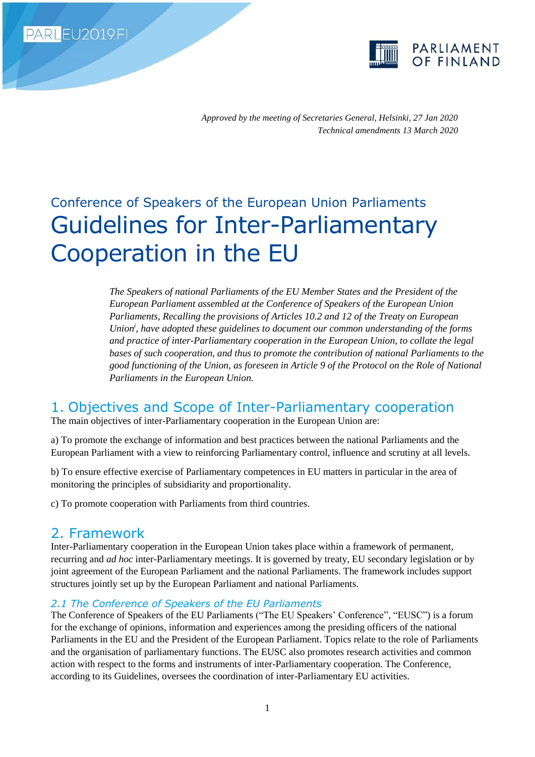*Approved by the meeting of Secretaries General, Helsinki, 27 Jan 2020*
*Technical amendments 13 March 2020*

Conference of Speakers of the European Union Parliaments

# Guidelines for Inter-Parliamentary Cooperation in the EU

*The Speakers of national Parliaments of the EU Member States and the President of the European Parliament assembled at the Conference of Speakers of the European Union Parliaments, Recalling the provisions of Articles 10.2 and 12 of the Treaty on European Union[i], have adopted these guidelines to document our common understanding of the forms and practice of inter-Parliamentary cooperation in the European Union, to collate the legal bases of such cooperation, and thus to promote the contribution of national Parliaments to the good functioning of the Union, as foreseen in Article 9 of the Protocol on the Role of National Parliaments in the European Union.*

## 1. Objectives and Scope of Inter-Parliamentary cooperation

The main objectives of inter-Parliamentary cooperation in the European Union are:

a) To promote the exchange of information and best practices between the national Parliaments and the European Parliament with a view to reinforcing Parliamentary control, influence and scrutiny at all levels.

b) To ensure effective exercise of Parliamentary competences in EU matters in particular in the area of monitoring the principles of subsidiarity and proportionality.

c) To promote cooperation with Parliaments from third countries.

## 2. Framework

Inter-Parliamentary cooperation in the European Union takes place within a framework of permanent, recurring and *ad hoc* inter-Parliamentary meetings. It is governed by treaty, EU secondary legislation or by joint agreement of the European Parliament and the national Parliaments. The framework includes support structures jointly set up by the European Parliament and national Parliaments.

### *2.1 The Conference of Speakers of the EU Parliaments*

The Conference of Speakers of the EU Parliaments ("The EU Speakers' Conference", "EUSC") is a forum for the exchange of opinions, information and experiences among the presiding officers of the national Parliaments in the EU and the President of the European Parliament. Topics relate to the role of Parliaments and the organisation of parliamentary functions. The EUSC also promotes research activities and common action with respect to the forms and instruments of inter-Parliamentary cooperation. The Conference, according to its Guidelines, oversees the coordination of inter-Parliamentary EU activities.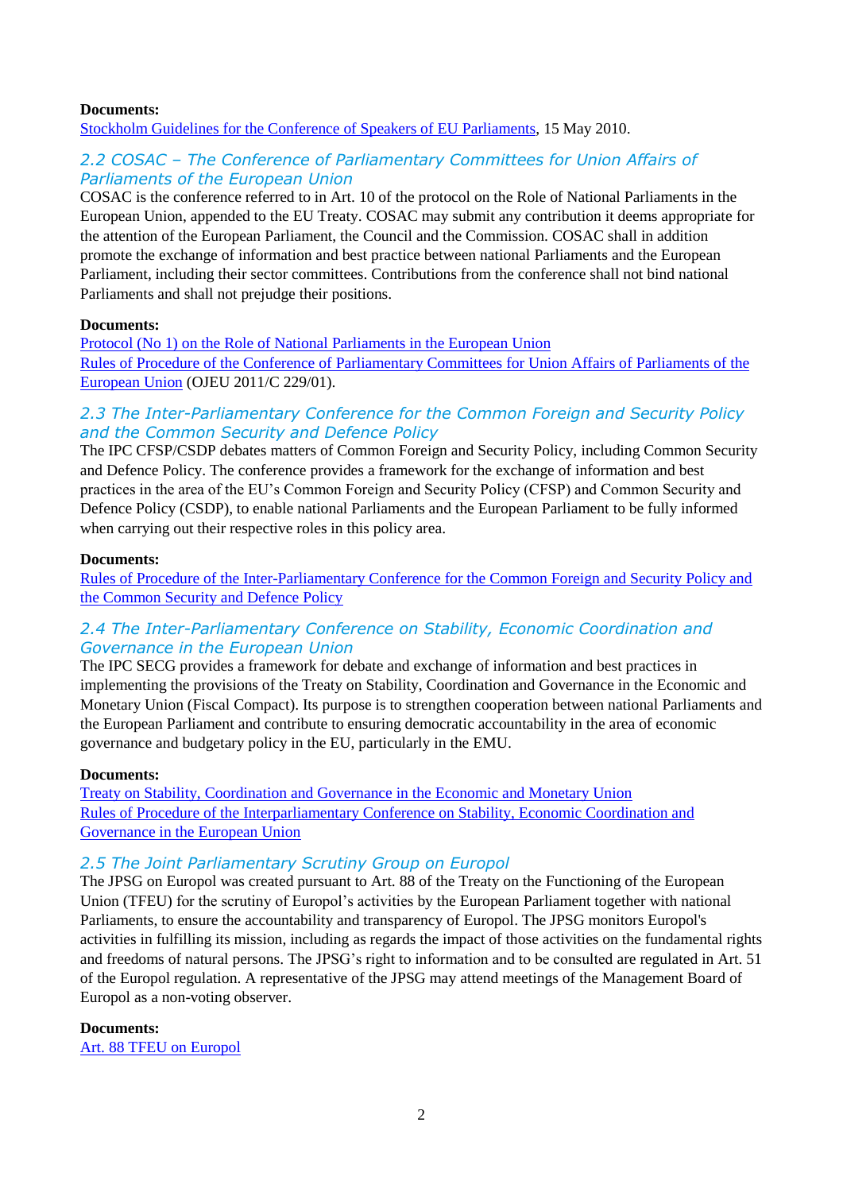**Documents:**
Stockholm Guidelines for the Conference of Speakers of EU Parliaments, 15 May 2010.

## *2.2 COSAC – The Conference of Parliamentary Committees for Union Affairs of Parliaments of the European Union*

COSAC is the conference referred to in Art. 10 of the protocol on the Role of National Parliaments in the European Union, appended to the EU Treaty. COSAC may submit any contribution it deems appropriate for the attention of the European Parliament, the Council and the Commission. COSAC shall in addition promote the exchange of information and best practice between national Parliaments and the European Parliament, including their sector committees. Contributions from the conference shall not bind national Parliaments and shall not prejudge their positions.

**Documents:**
Protocol (No 1) on the Role of National Parliaments in the European Union
Rules of Procedure of the Conference of Parliamentary Committees for Union Affairs of Parliaments of the European Union (OJEU 2011/C 229/01).

## *2.3 The Inter-Parliamentary Conference for the Common Foreign and Security Policy and the Common Security and Defence Policy*

The IPC CFSP/CSDP debates matters of Common Foreign and Security Policy, including Common Security and Defence Policy. The conference provides a framework for the exchange of information and best practices in the area of the EU's Common Foreign and Security Policy (CFSP) and Common Security and Defence Policy (CSDP), to enable national Parliaments and the European Parliament to be fully informed when carrying out their respective roles in this policy area.

**Documents:**
Rules of Procedure of the Inter-Parliamentary Conference for the Common Foreign and Security Policy and the Common Security and Defence Policy

## *2.4 The Inter-Parliamentary Conference on Stability, Economic Coordination and Governance in the European Union*

The IPC SECG provides a framework for debate and exchange of information and best practices in implementing the provisions of the Treaty on Stability, Coordination and Governance in the Economic and Monetary Union (Fiscal Compact). Its purpose is to strengthen cooperation between national Parliaments and the European Parliament and contribute to ensuring democratic accountability in the area of economic governance and budgetary policy in the EU, particularly in the EMU.

**Documents:**
Treaty on Stability, Coordination and Governance in the Economic and Monetary Union
Rules of Procedure of the Interparliamentary Conference on Stability, Economic Coordination and Governance in the European Union

## *2.5 The Joint Parliamentary Scrutiny Group on Europol*

The JPSG on Europol was created pursuant to Art. 88 of the Treaty on the Functioning of the European Union (TFEU) for the scrutiny of Europol's activities by the European Parliament together with national Parliaments, to ensure the accountability and transparency of Europol. The JPSG monitors Europol's activities in fulfilling its mission, including as regards the impact of those activities on the fundamental rights and freedoms of natural persons. The JPSG's right to information and to be consulted are regulated in Art. 51 of the Europol regulation. A representative of the JPSG may attend meetings of the Management Board of Europol as a non-voting observer.

**Documents:**
Art. 88 TFEU on Europol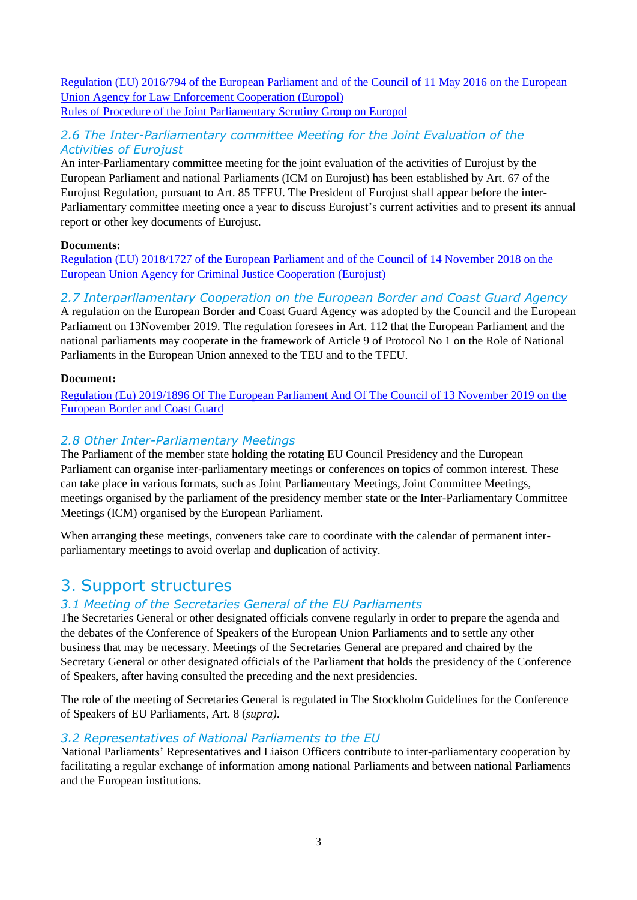Regulation (EU) 2016/794 of the European Parliament and of the Council of 11 May 2016 on the European Union Agency for Law Enforcement Cooperation (Europol)
Rules of Procedure of the Joint Parliamentary Scrutiny Group on Europol

### 2.6 The Inter-Parliamentary committee Meeting for the Joint Evaluation of the Activities of Eurojust

An inter-Parliamentary committee meeting for the joint evaluation of the activities of Eurojust by the European Parliament and national Parliaments (ICM on Eurojust) has been established by Art. 67 of the Eurojust Regulation, pursuant to Art. 85 TFEU. The President of Eurojust shall appear before the inter-Parliamentary committee meeting once a year to discuss Eurojust's current activities and to present its annual report or other key documents of Eurojust.

**Documents:**
Regulation (EU) 2018/1727 of the European Parliament and of the Council of 14 November 2018 on the European Union Agency for Criminal Justice Cooperation (Eurojust)

### 2.7 Interparliamentary Cooperation on the European Border and Coast Guard Agency

A regulation on the European Border and Coast Guard Agency was adopted by the Council and the European Parliament on 13November 2019. The regulation foresees in Art. 112 that the European Parliament and the national parliaments may cooperate in the framework of Article 9 of Protocol No 1 on the Role of National Parliaments in the European Union annexed to the TEU and to the TFEU.

**Document:**

Regulation (Eu) 2019/1896 Of The European Parliament And Of The Council of 13 November 2019 on the European Border and Coast Guard

### 2.8 Other Inter-Parliamentary Meetings

The Parliament of the member state holding the rotating EU Council Presidency and the European Parliament can organise inter-parliamentary meetings or conferences on topics of common interest. These can take place in various formats, such as Joint Parliamentary Meetings, Joint Committee Meetings, meetings organised by the parliament of the presidency member state or the Inter-Parliamentary Committee Meetings (ICM) organised by the European Parliament.

When arranging these meetings, conveners take care to coordinate with the calendar of permanent inter-parliamentary meetings to avoid overlap and duplication of activity.

## 3. Support structures

### 3.1 Meeting of the Secretaries General of the EU Parliaments

The Secretaries General or other designated officials convene regularly in order to prepare the agenda and the debates of the Conference of Speakers of the European Union Parliaments and to settle any other business that may be necessary. Meetings of the Secretaries General are prepared and chaired by the Secretary General or other designated officials of the Parliament that holds the presidency of the Conference of Speakers, after having consulted the preceding and the next presidencies.

The role of the meeting of Secretaries General is regulated in The Stockholm Guidelines for the Conference of Speakers of EU Parliaments, Art. 8 (*supra*).

### 3.2 Representatives of National Parliaments to the EU

National Parliaments' Representatives and Liaison Officers contribute to inter-parliamentary cooperation by facilitating a regular exchange of information among national Parliaments and between national Parliaments and the European institutions.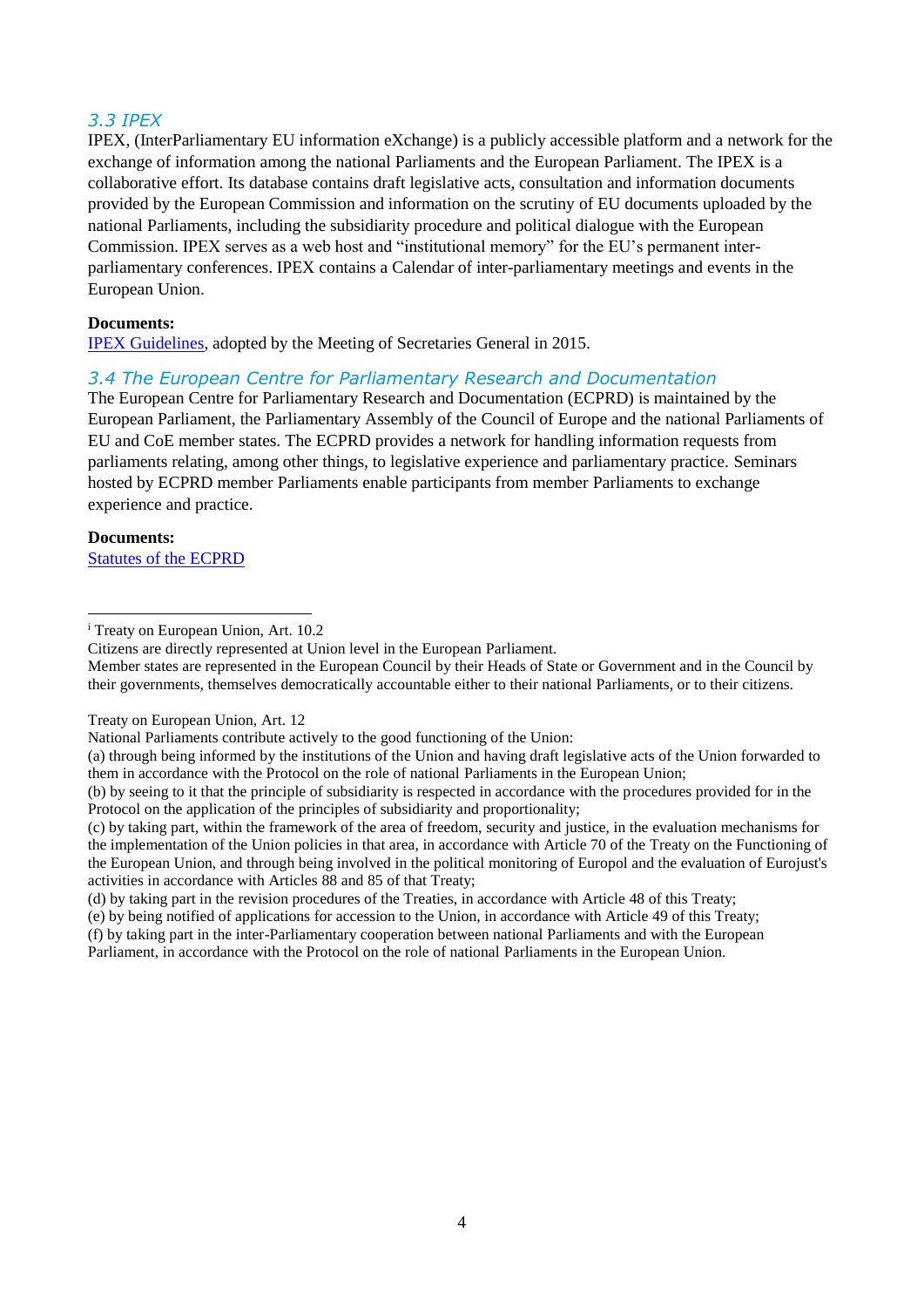### *3.3 IPEX*

IPEX, (InterParliamentary EU information eXchange) is a publicly accessible platform and a network for the exchange of information among the national Parliaments and the European Parliament. The IPEX is a collaborative effort. Its database contains draft legislative acts, consultation and information documents provided by the European Commission and information on the scrutiny of EU documents uploaded by the national Parliaments, including the subsidiarity procedure and political dialogue with the European Commission. IPEX serves as a web host and "institutional memory" for the EU's permanent inter-parliamentary conferences. IPEX contains a Calendar of inter-parliamentary meetings and events in the European Union.

**Documents:**

IPEX Guidelines, adopted by the Meeting of Secretaries General in 2015.

### *3.4 The European Centre for Parliamentary Research and Documentation*

The European Centre for Parliamentary Research and Documentation (ECPRD) is maintained by the European Parliament, the Parliamentary Assembly of the Council of Europe and the national Parliaments of EU and CoE member states. The ECPRD provides a network for handling information requests from parliaments relating, among other things, to legislative experience and parliamentary practice. Seminars hosted by ECPRD member Parliaments enable participants from member Parliaments to exchange experience and practice.

**Documents:**

Statutes of the ECPRD

---

[i] Treaty on European Union, Art. 10.2

Citizens are directly represented at Union level in the European Parliament.

Member states are represented in the European Council by their Heads of State or Government and in the Council by their governments, themselves democratically accountable either to their national Parliaments, or to their citizens.

Treaty on European Union, Art. 12

National Parliaments contribute actively to the good functioning of the Union:

(a) through being informed by the institutions of the Union and having draft legislative acts of the Union forwarded to them in accordance with the Protocol on the role of national Parliaments in the European Union;

(b) by seeing to it that the principle of subsidiarity is respected in accordance with the procedures provided for in the Protocol on the application of the principles of subsidiarity and proportionality;

(c) by taking part, within the framework of the area of freedom, security and justice, in the evaluation mechanisms for the implementation of the Union policies in that area, in accordance with Article 70 of the Treaty on the Functioning of the European Union, and through being involved in the political monitoring of Europol and the evaluation of Eurojust's activities in accordance with Articles 88 and 85 of that Treaty;

(d) by taking part in the revision procedures of the Treaties, in accordance with Article 48 of this Treaty;

(e) by being notified of applications for accession to the Union, in accordance with Article 49 of this Treaty;

(f) by taking part in the inter-Parliamentary cooperation between national Parliaments and with the European Parliament, in accordance with the Protocol on the role of national Parliaments in the European Union.